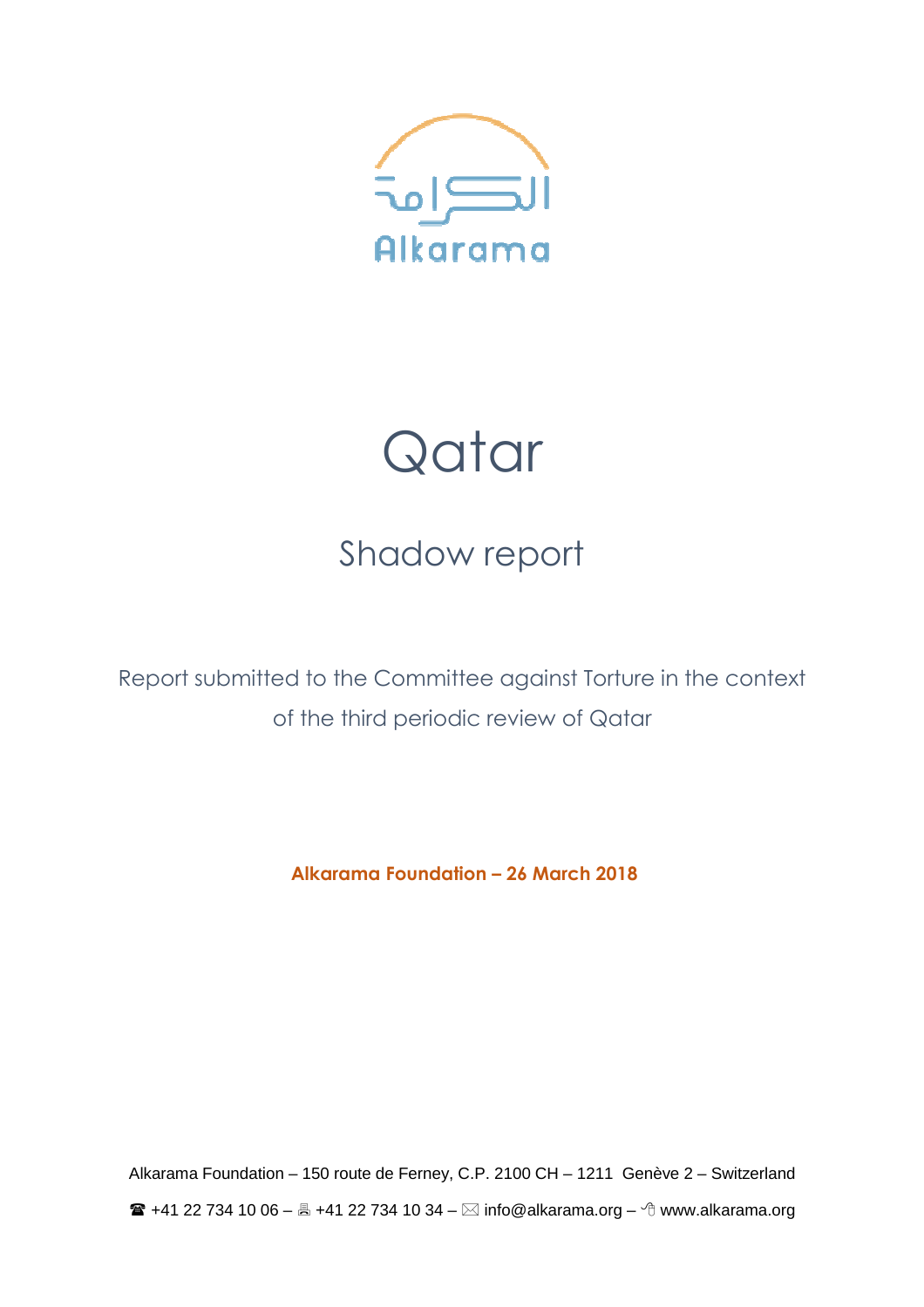الكرامة

Alkarama

# Qatar

## Shadow report

Report submitted to the Committee against Torture in the context of the third periodic review of Qatar

**Alkarama Foundation – 26 March 2018**

Alkarama Foundation – 150 route de Ferney, C.P. 2100 CH – 1211 Genève 2 – Switzerland

☎ +41 22 734 10 06 – 🖷 +41 22 734 10 34 – ✉ info@alkarama.org – www.alkarama.org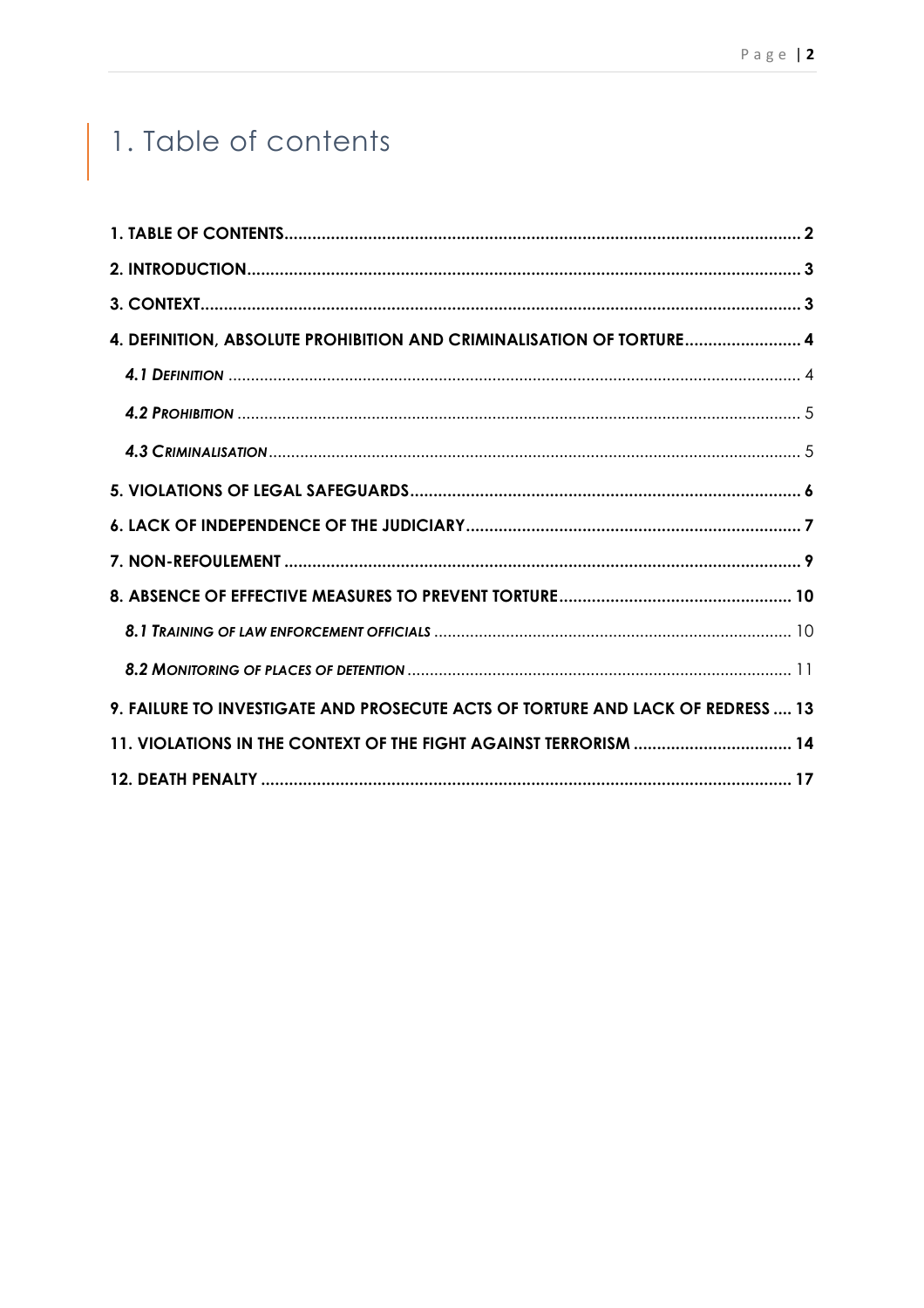# 1. Table of contents

**1. TABLE OF CONTENTS** .......... **2**

**2. INTRODUCTION** .......... **3**

**3. CONTEXT** .......... **3**

**4. DEFINITION, ABSOLUTE PROHIBITION AND CRIMINALISATION OF TORTURE** .......... **4**

- ***4.1 DEFINITION*** .......... 4
- ***4.2 PROHIBITION*** .......... 5
- ***4.3 CRIMINALISATION*** .......... 5

**5. VIOLATIONS OF LEGAL SAFEGUARDS** .......... **6**

**6. LACK OF INDEPENDENCE OF THE JUDICIARY** .......... **7**

**7. NON-REFOULEMENT** .......... **9**

**8. ABSENCE OF EFFECTIVE MEASURES TO PREVENT TORTURE** .......... **10**

- ***8.1 TRAINING OF LAW ENFORCEMENT OFFICIALS*** .......... 10
- ***8.2 MONITORING OF PLACES OF DETENTION*** .......... 11

**9. FAILURE TO INVESTIGATE AND PROSECUTE ACTS OF TORTURE AND LACK OF REDRESS** .......... **13**

**11. VIOLATIONS IN THE CONTEXT OF THE FIGHT AGAINST TERRORISM** .......... **14**

**12. DEATH PENALTY** .......... **17**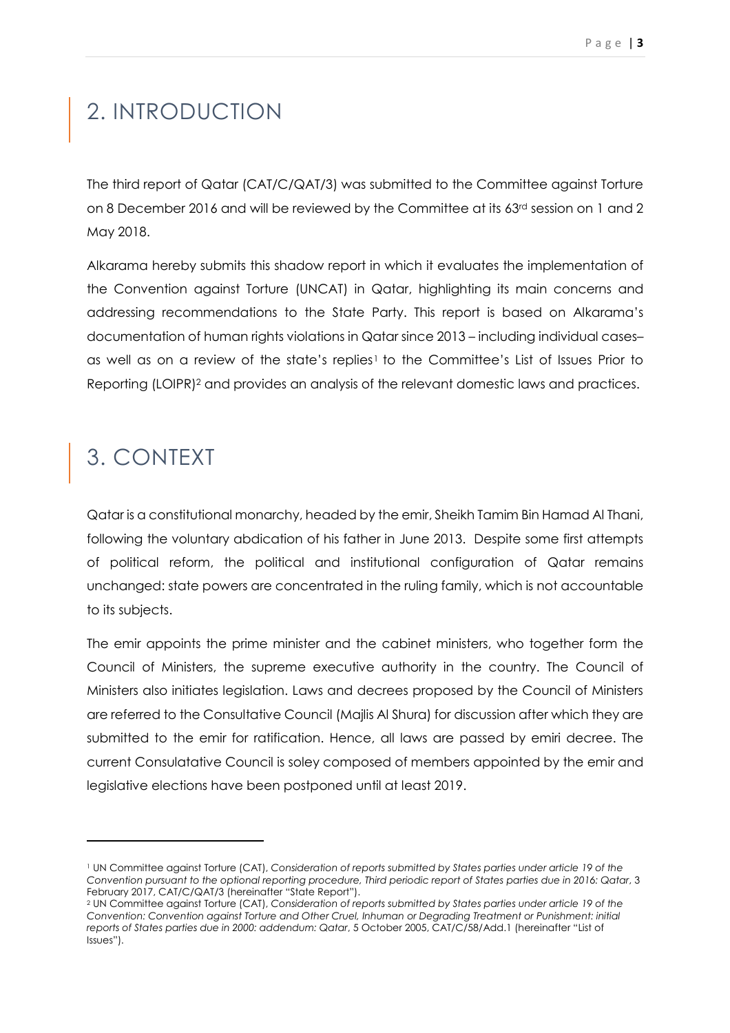## 2. INTRODUCTION

The third report of Qatar (CAT/C/QAT/3) was submitted to the Committee against Torture on 8 December 2016 and will be reviewed by the Committee at its 63rd session on 1 and 2 May 2018.

Alkarama hereby submits this shadow report in which it evaluates the implementation of the Convention against Torture (UNCAT) in Qatar, highlighting its main concerns and addressing recommendations to the State Party. This report is based on Alkarama's documentation of human rights violations in Qatar since 2013 – including individual cases– as well as on a review of the state's replies[1] to the Committee's List of Issues Prior to Reporting (LOIPR)[2] and provides an analysis of the relevant domestic laws and practices.

## 3. CONTEXT

Qatar is a constitutional monarchy, headed by the emir, Sheikh Tamim Bin Hamad Al Thani, following the voluntary abdication of his father in June 2013. Despite some first attempts of political reform, the political and institutional configuration of Qatar remains unchanged: state powers are concentrated in the ruling family, which is not accountable to its subjects.

The emir appoints the prime minister and the cabinet ministers, who together form the Council of Ministers, the supreme executive authority in the country. The Council of Ministers also initiates legislation. Laws and decrees proposed by the Council of Ministers are referred to the Consultative Council (Majlis Al Shura) for discussion after which they are submitted to the emir for ratification. Hence, all laws are passed by emiri decree. The current Consulatative Council is soley composed of members appointed by the emir and legislative elections have been postponed until at least 2019.

---

[1] UN Committee against Torture (CAT), *Consideration of reports submitted by States parties under article 19 of the Convention pursuant to the optional reporting procedure, Third periodic report of States parties due in 2016: Qatar*, 3 February 2017, CAT/C/QAT/3 (hereinafter "State Report").

[2] UN Committee against Torture (CAT), *Consideration of reports submitted by States parties under article 19 of the Convention: Convention against Torture and Other Cruel, Inhuman or Degrading Treatment or Punishment: initial reports of States parties due in 2000: addendum: Qatar*, 5 October 2005, CAT/C/58/Add.1 (hereinafter "List of Issues").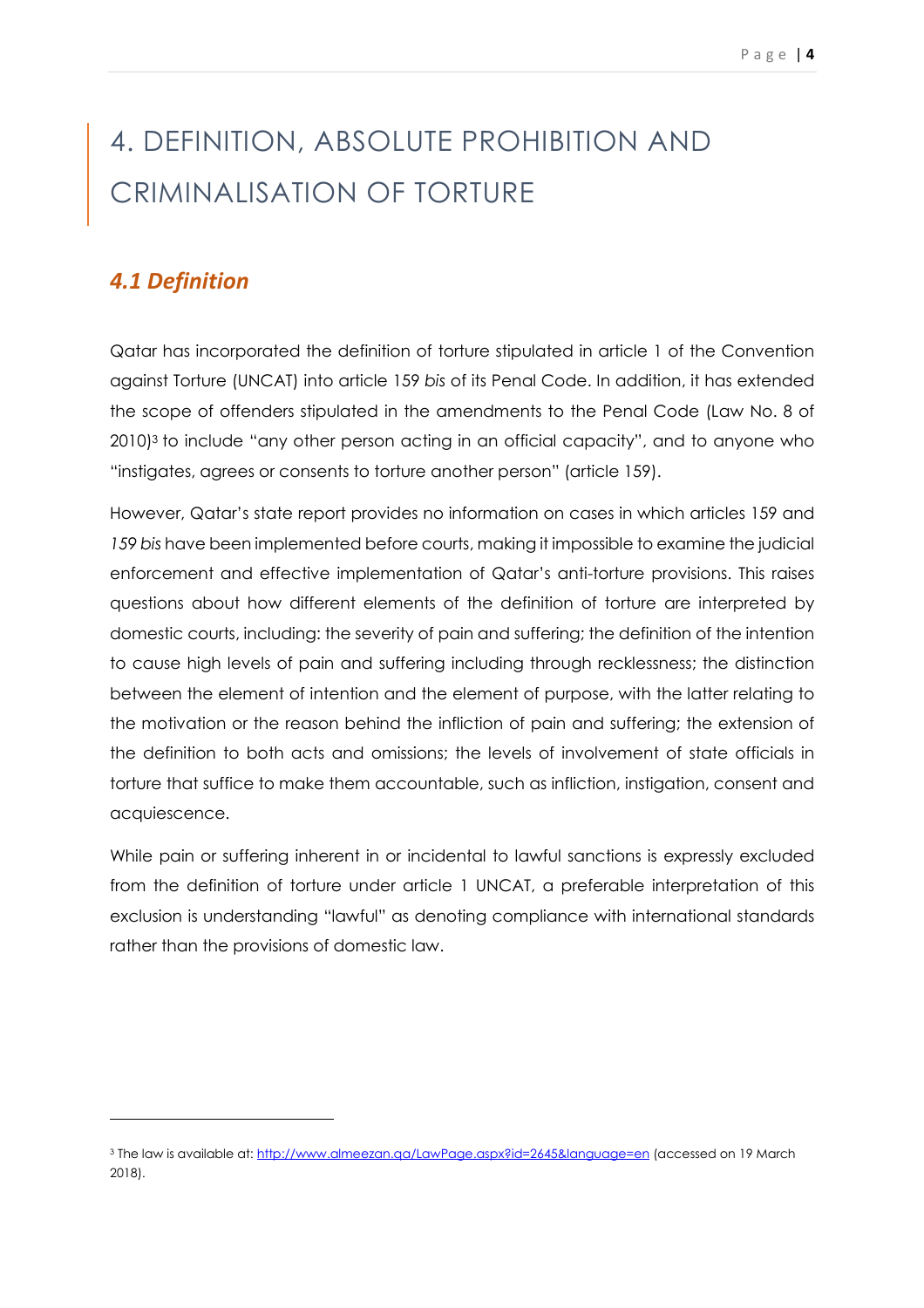# 4. DEFINITION, ABSOLUTE PROHIBITION AND CRIMINALISATION OF TORTURE

## *4.1 Definition*

Qatar has incorporated the definition of torture stipulated in article 1 of the Convention against Torture (UNCAT) into article 159 *bis* of its Penal Code. In addition, it has extended the scope of offenders stipulated in the amendments to the Penal Code (Law No. 8 of 2010)[3] to include "any other person acting in an official capacity", and to anyone who "instigates, agrees or consents to torture another person" (article 159).

However, Qatar's state report provides no information on cases in which articles 159 and *159 bis* have been implemented before courts, making it impossible to examine the judicial enforcement and effective implementation of Qatar's anti-torture provisions. This raises questions about how different elements of the definition of torture are interpreted by domestic courts, including: the severity of pain and suffering; the definition of the intention to cause high levels of pain and suffering including through recklessness; the distinction between the element of intention and the element of purpose, with the latter relating to the motivation or the reason behind the infliction of pain and suffering; the extension of the definition to both acts and omissions; the levels of involvement of state officials in torture that suffice to make them accountable, such as infliction, instigation, consent and acquiescence.

While pain or suffering inherent in or incidental to lawful sanctions is expressly excluded from the definition of torture under article 1 UNCAT, a preferable interpretation of this exclusion is understanding "lawful" as denoting compliance with international standards rather than the provisions of domestic law.

---

[3] The law is available at: http://www.almeezan.qa/LawPage.aspx?id=2645&language=en (accessed on 19 March 2018).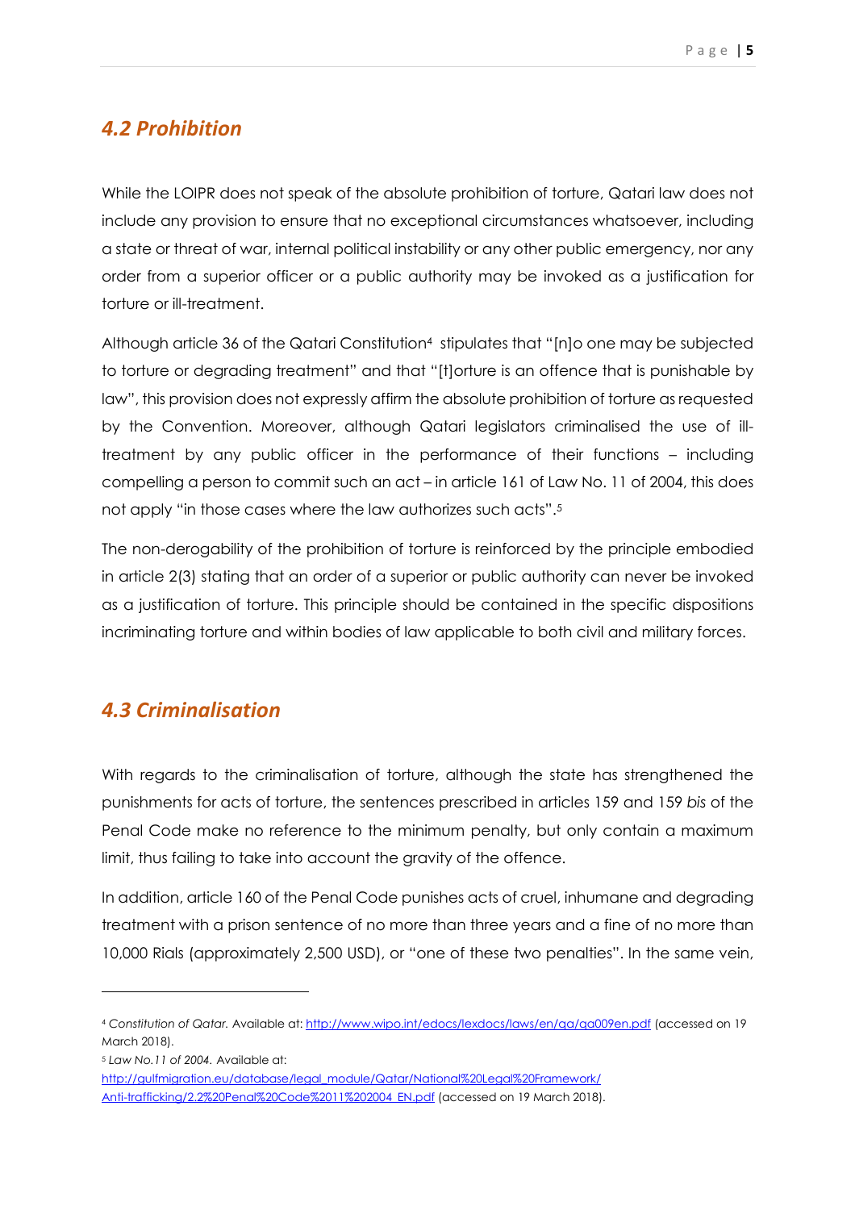## *4.2 Prohibition*

While the LOIPR does not speak of the absolute prohibition of torture, Qatari law does not include any provision to ensure that no exceptional circumstances whatsoever, including a state or threat of war, internal political instability or any other public emergency, nor any order from a superior officer or a public authority may be invoked as a justification for torture or ill-treatment.

Although article 36 of the Qatari Constitution[4] stipulates that "[n]o one may be subjected to torture or degrading treatment" and that "[t]orture is an offence that is punishable by law", this provision does not expressly affirm the absolute prohibition of torture as requested by the Convention. Moreover, although Qatari legislators criminalised the use of ill-treatment by any public officer in the performance of their functions – including compelling a person to commit such an act – in article 161 of Law No. 11 of 2004, this does not apply "in those cases where the law authorizes such acts".[5]

The non-derogability of the prohibition of torture is reinforced by the principle embodied in article 2(3) stating that an order of a superior or public authority can never be invoked as a justification of torture. This principle should be contained in the specific dispositions incriminating torture and within bodies of law applicable to both civil and military forces.

## *4.3 Criminalisation*

With regards to the criminalisation of torture, although the state has strengthened the punishments for acts of torture, the sentences prescribed in articles 159 and 159 *bis* of the Penal Code make no reference to the minimum penalty, but only contain a maximum limit, thus failing to take into account the gravity of the offence.

In addition, article 160 of the Penal Code punishes acts of cruel, inhumane and degrading treatment with a prison sentence of no more than three years and a fine of no more than 10,000 Rials (approximately 2,500 USD), or "one of these two penalties". In the same vein,

---

[4] *Constitution of Qatar.* Available at: http://www.wipo.int/edocs/lexdocs/laws/en/qa/qa009en.pdf (accessed on 19 March 2018).

[5] *Law No.11 of 2004.* Available at: http://gulfmigration.eu/database/legal_module/Qatar/National%20Legal%20Framework/Anti-trafficking/2.2%20Penal%20Code%2011%202004_EN.pdf (accessed on 19 March 2018).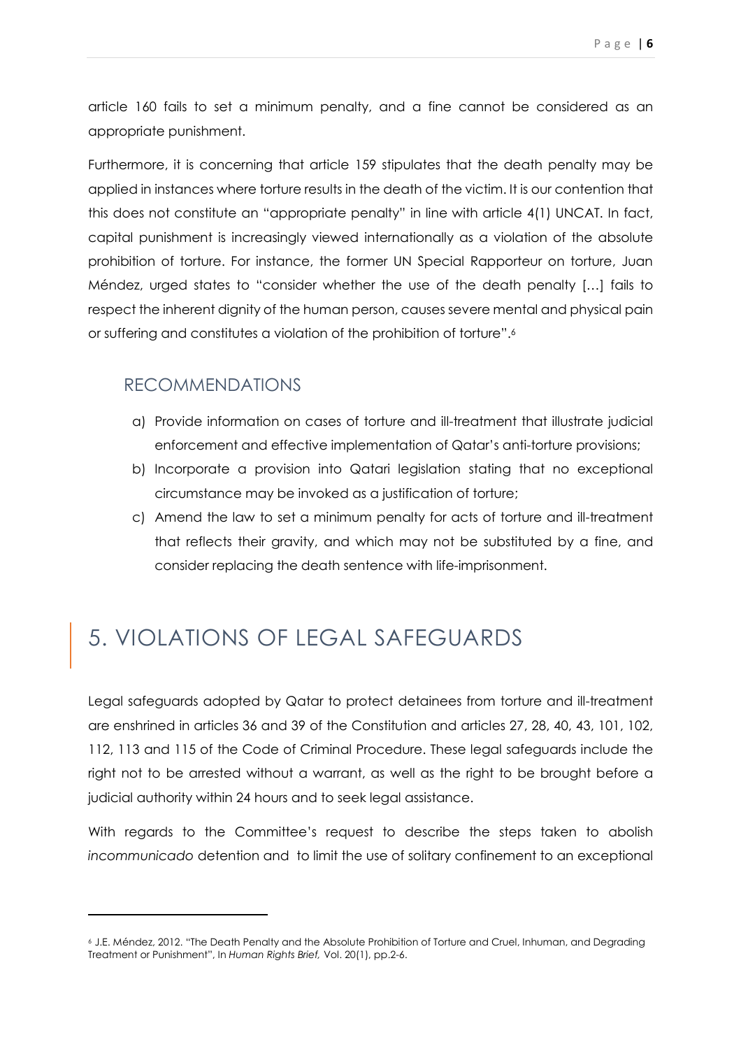article 160 fails to set a minimum penalty, and a fine cannot be considered as an appropriate punishment.

Furthermore, it is concerning that article 159 stipulates that the death penalty may be applied in instances where torture results in the death of the victim. It is our contention that this does not constitute an "appropriate penalty" in line with article 4(1) UNCAT. In fact, capital punishment is increasingly viewed internationally as a violation of the absolute prohibition of torture. For instance, the former UN Special Rapporteur on torture, Juan Méndez, urged states to "consider whether the use of the death penalty […] fails to respect the inherent dignity of the human person, causes severe mental and physical pain or suffering and constitutes a violation of the prohibition of torture".[6]

## RECOMMENDATIONS

a) Provide information on cases of torture and ill-treatment that illustrate judicial enforcement and effective implementation of Qatar's anti-torture provisions;
b) Incorporate a provision into Qatari legislation stating that no exceptional circumstance may be invoked as a justification of torture;
c) Amend the law to set a minimum penalty for acts of torture and ill-treatment that reflects their gravity, and which may not be substituted by a fine, and consider replacing the death sentence with life-imprisonment.

# 5. VIOLATIONS OF LEGAL SAFEGUARDS

Legal safeguards adopted by Qatar to protect detainees from torture and ill-treatment are enshrined in articles 36 and 39 of the Constitution and articles 27, 28, 40, 43, 101, 102, 112, 113 and 115 of the Code of Criminal Procedure. These legal safeguards include the right not to be arrested without a warrant, as well as the right to be brought before a judicial authority within 24 hours and to seek legal assistance.

With regards to the Committee's request to describe the steps taken to abolish *incommunicado* detention and to limit the use of solitary confinement to an exceptional

[6] J.E. Méndez, 2012. "The Death Penalty and the Absolute Prohibition of Torture and Cruel, Inhuman, and Degrading Treatment or Punishment", In *Human Rights Brief,* Vol. 20(1), pp.2-6.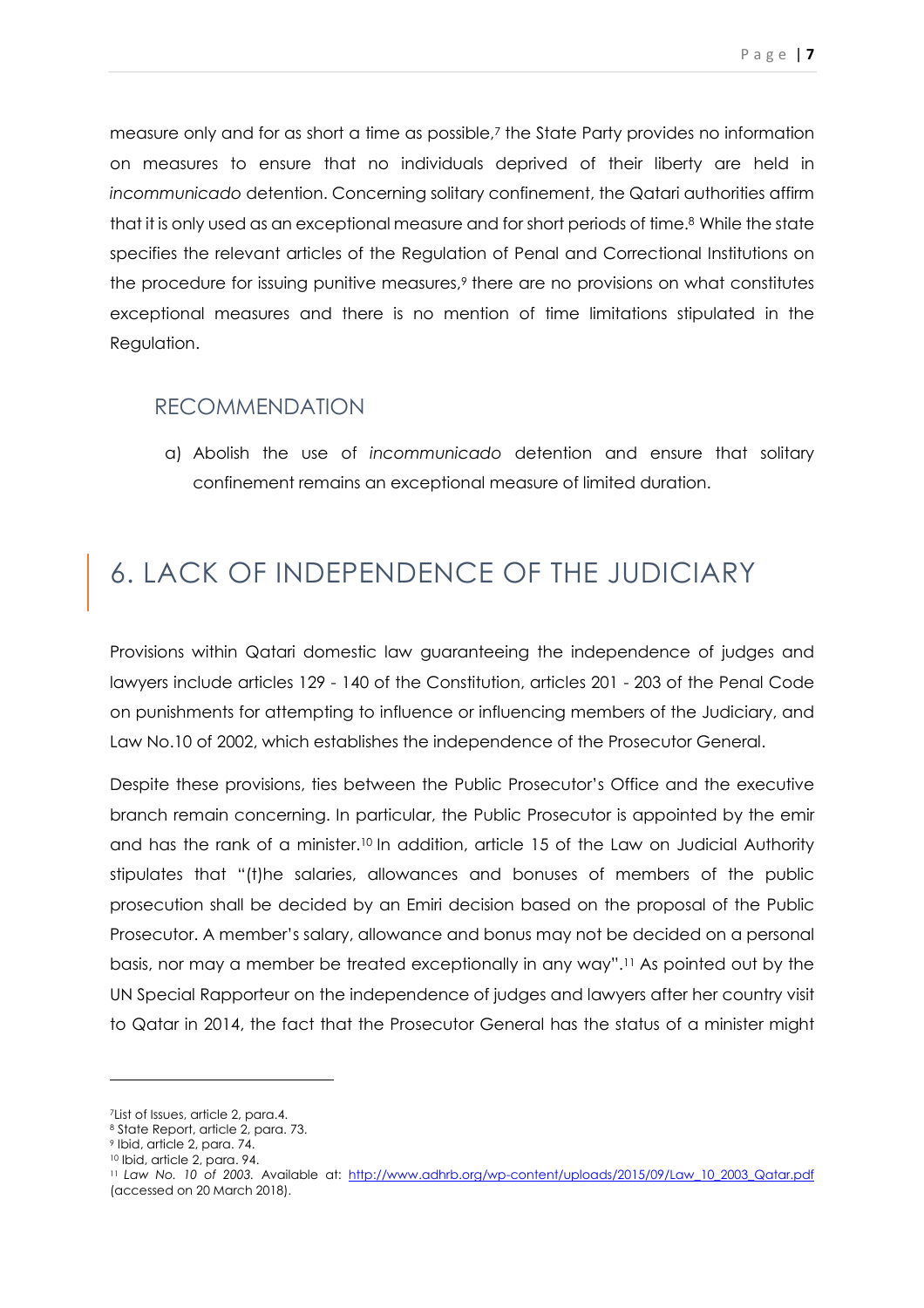measure only and for as short a time as possible,[7] the State Party provides no information on measures to ensure that no individuals deprived of their liberty are held in *incommunicado* detention. Concerning solitary confinement, the Qatari authorities affirm that it is only used as an exceptional measure and for short periods of time.[8] While the state specifies the relevant articles of the Regulation of Penal and Correctional Institutions on the procedure for issuing punitive measures,[9] there are no provisions on what constitutes exceptional measures and there is no mention of time limitations stipulated in the Regulation.

### RECOMMENDATION

a) Abolish the use of *incommunicado* detention and ensure that solitary confinement remains an exceptional measure of limited duration.

## 6. LACK OF INDEPENDENCE OF THE JUDICIARY

Provisions within Qatari domestic law guaranteeing the independence of judges and lawyers include articles 129 - 140 of the Constitution, articles 201 - 203 of the Penal Code on punishments for attempting to influence or influencing members of the Judiciary, and Law No.10 of 2002, which establishes the independence of the Prosecutor General.

Despite these provisions, ties between the Public Prosecutor's Office and the executive branch remain concerning. In particular, the Public Prosecutor is appointed by the emir and has the rank of a minister.[10] In addition, article 15 of the Law on Judicial Authority stipulates that "(t)he salaries, allowances and bonuses of members of the public prosecution shall be decided by an Emiri decision based on the proposal of the Public Prosecutor. A member's salary, allowance and bonus may not be decided on a personal basis, nor may a member be treated exceptionally in any way".[11] As pointed out by the UN Special Rapporteur on the independence of judges and lawyers after her country visit to Qatar in 2014, the fact that the Prosecutor General has the status of a minister might

---

[7] List of Issues, article 2, para.4.

[8] State Report, article 2, para. 73.

[9] Ibid, article 2, para. 74.

[10] Ibid, article 2, para. 94.

[11] *Law No. 10 of 2003.* Available at: http://www.adhrb.org/wp-content/uploads/2015/09/Law_10_2003_Qatar.pdf (accessed on 20 March 2018).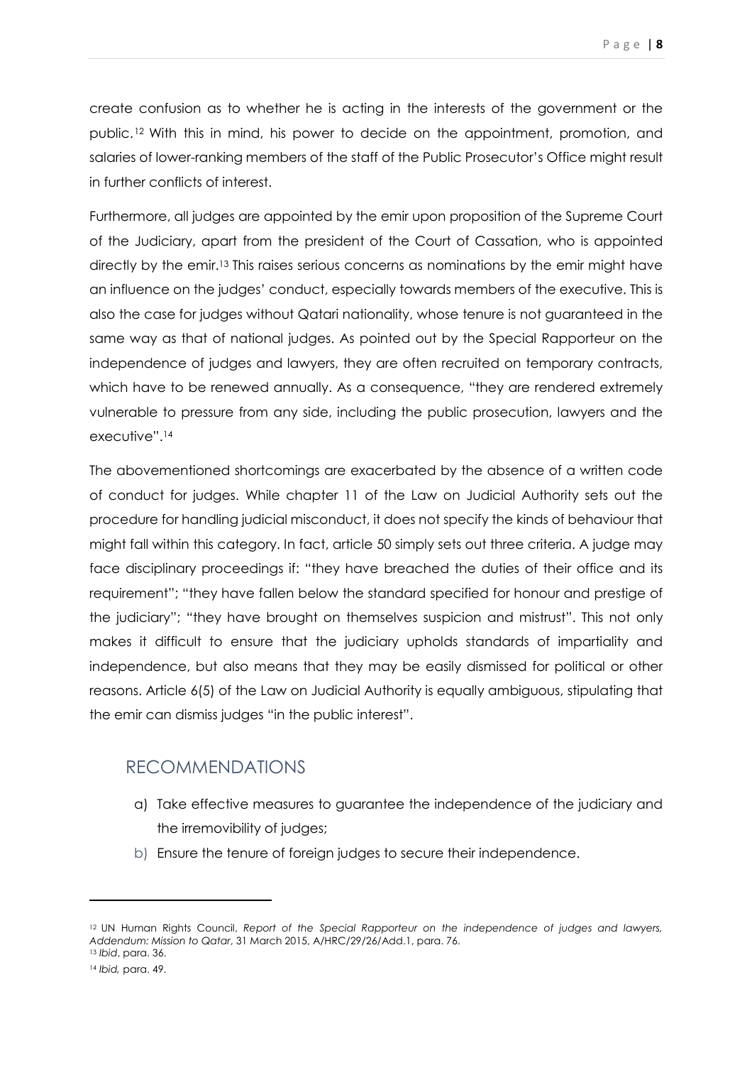create confusion as to whether he is acting in the interests of the government or the public.[12] With this in mind, his power to decide on the appointment, promotion, and salaries of lower-ranking members of the staff of the Public Prosecutor's Office might result in further conflicts of interest.

Furthermore, all judges are appointed by the emir upon proposition of the Supreme Court of the Judiciary, apart from the president of the Court of Cassation, who is appointed directly by the emir.[13] This raises serious concerns as nominations by the emir might have an influence on the judges' conduct, especially towards members of the executive. This is also the case for judges without Qatari nationality, whose tenure is not guaranteed in the same way as that of national judges. As pointed out by the Special Rapporteur on the independence of judges and lawyers, they are often recruited on temporary contracts, which have to be renewed annually. As a consequence, "they are rendered extremely vulnerable to pressure from any side, including the public prosecution, lawyers and the executive".[14]

The abovementioned shortcomings are exacerbated by the absence of a written code of conduct for judges. While chapter 11 of the Law on Judicial Authority sets out the procedure for handling judicial misconduct, it does not specify the kinds of behaviour that might fall within this category. In fact, article 50 simply sets out three criteria. A judge may face disciplinary proceedings if: "they have breached the duties of their office and its requirement"; "they have fallen below the standard specified for honour and prestige of the judiciary"; "they have brought on themselves suspicion and mistrust". This not only makes it difficult to ensure that the judiciary upholds standards of impartiality and independence, but also means that they may be easily dismissed for political or other reasons. Article 6(5) of the Law on Judicial Authority is equally ambiguous, stipulating that the emir can dismiss judges "in the public interest".

## RECOMMENDATIONS

a) Take effective measures to guarantee the independence of the judiciary and the irremovibility of judges;

b) Ensure the tenure of foreign judges to secure their independence.

---

[12] UN Human Rights Council, *Report of the Special Rapporteur on the independence of judges and lawyers, Addendum: Mission to Qatar*, 31 March 2015, A/HRC/29/26/Add.1, para. 76.

[13] *Ibid*, para. 36.

[14] *Ibid,* para. 49.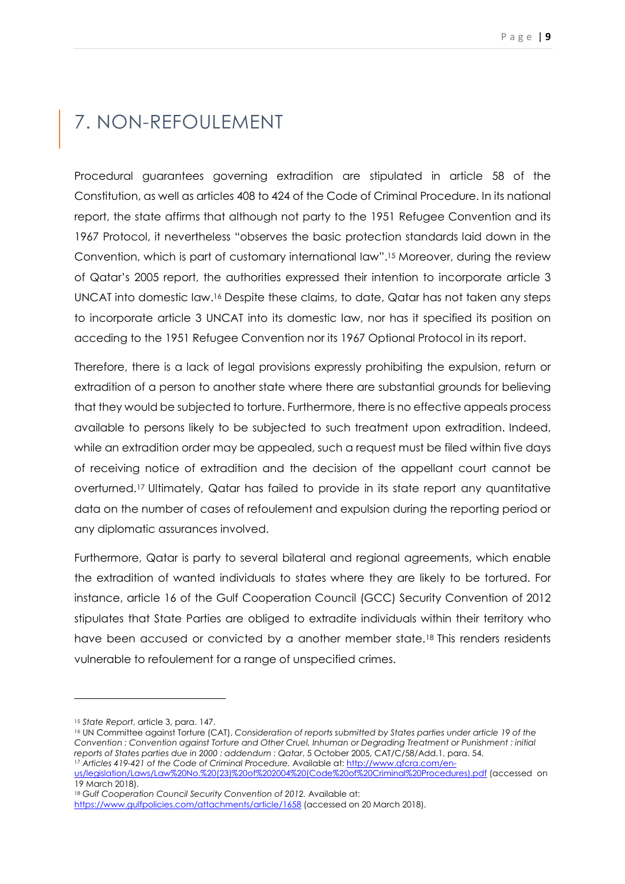# 7. NON-REFOULEMENT

Procedural guarantees governing extradition are stipulated in article 58 of the Constitution, as well as articles 408 to 424 of the Code of Criminal Procedure. In its national report, the state affirms that although not party to the 1951 Refugee Convention and its 1967 Protocol, it nevertheless "observes the basic protection standards laid down in the Convention, which is part of customary international law".[15] Moreover, during the review of Qatar's 2005 report, the authorities expressed their intention to incorporate article 3 UNCAT into domestic law.[16] Despite these claims, to date, Qatar has not taken any steps to incorporate article 3 UNCAT into its domestic law, nor has it specified its position on acceding to the 1951 Refugee Convention nor its 1967 Optional Protocol in its report.

Therefore, there is a lack of legal provisions expressly prohibiting the expulsion, return or extradition of a person to another state where there are substantial grounds for believing that they would be subjected to torture. Furthermore, there is no effective appeals process available to persons likely to be subjected to such treatment upon extradition. Indeed, while an extradition order may be appealed, such a request must be filed within five days of receiving notice of extradition and the decision of the appellant court cannot be overturned.[17] Ultimately, Qatar has failed to provide in its state report any quantitative data on the number of cases of refoulement and expulsion during the reporting period or any diplomatic assurances involved.

Furthermore, Qatar is party to several bilateral and regional agreements, which enable the extradition of wanted individuals to states where they are likely to be tortured. For instance, article 16 of the Gulf Cooperation Council (GCC) Security Convention of 2012 stipulates that State Parties are obliged to extradite individuals within their territory who have been accused or convicted by a another member state.[18] This renders residents vulnerable to refoulement for a range of unspecified crimes.

---

[15] *State Report*, article 3, para. 147.

[16] UN Committee against Torture (CAT), *Consideration of reports submitted by States parties under article 19 of the Convention : Convention against Torture and Other Cruel, Inhuman or Degrading Treatment or Punishment : initial reports of States parties due in 2000 : addendum : Qatar*, 5 October 2005, CAT/C/58/Add.1, para. 54.

[17] *Articles 419-421 of the Code of Criminal Procedure.* Available at: http://www.qfcra.com/en-us/legislation/Laws/Law%20No.%20(23)%20of%202004%20(Code%20of%20Criminal%20Procedures).pdf (accessed on 19 March 2018).

[18] *Gulf Cooperation Council Security Convention of 2012.* Available at: https://www.gulfpolicies.com/attachments/article/1658 (accessed on 20 March 2018).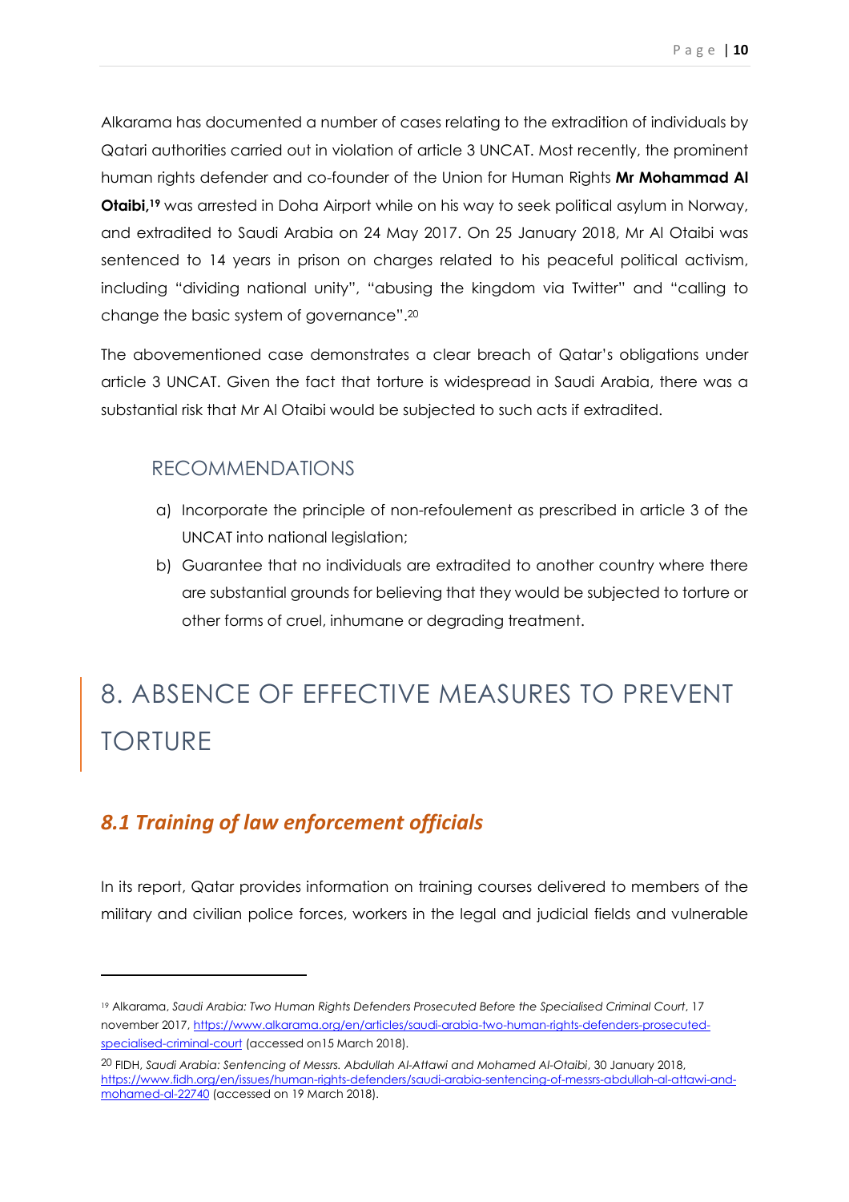Alkarama has documented a number of cases relating to the extradition of individuals by Qatari authorities carried out in violation of article 3 UNCAT. Most recently, the prominent human rights defender and co-founder of the Union for Human Rights **Mr Mohammad Al Otaibi,**[19] was arrested in Doha Airport while on his way to seek political asylum in Norway, and extradited to Saudi Arabia on 24 May 2017. On 25 January 2018, Mr Al Otaibi was sentenced to 14 years in prison on charges related to his peaceful political activism, including "dividing national unity", "abusing the kingdom via Twitter" and "calling to change the basic system of governance".[20]

The abovementioned case demonstrates a clear breach of Qatar's obligations under article 3 UNCAT. Given the fact that torture is widespread in Saudi Arabia, there was a substantial risk that Mr Al Otaibi would be subjected to such acts if extradited.

### RECOMMENDATIONS

a) Incorporate the principle of non-refoulement as prescribed in article 3 of the UNCAT into national legislation;
b) Guarantee that no individuals are extradited to another country where there are substantial grounds for believing that they would be subjected to torture or other forms of cruel, inhumane or degrading treatment.

# 8. ABSENCE OF EFFECTIVE MEASURES TO PREVENT TORTURE

## *8.1 Training of law enforcement officials*

In its report, Qatar provides information on training courses delivered to members of the military and civilian police forces, workers in the legal and judicial fields and vulnerable

---

[19] Alkarama, *Saudi Arabia: Two Human Rights Defenders Prosecuted Before the Specialised Criminal Court*, 17 november 2017, https://www.alkarama.org/en/articles/saudi-arabia-two-human-rights-defenders-prosecuted-specialised-criminal-court (accessed on15 March 2018).

[20] FIDH, *Saudi Arabia: Sentencing of Messrs. Abdullah Al-Attawi and Mohamed Al-Otaibi*, 30 January 2018, https://www.fidh.org/en/issues/human-rights-defenders/saudi-arabia-sentencing-of-messrs-abdullah-al-attawi-and-mohamed-al-22740 (accessed on 19 March 2018).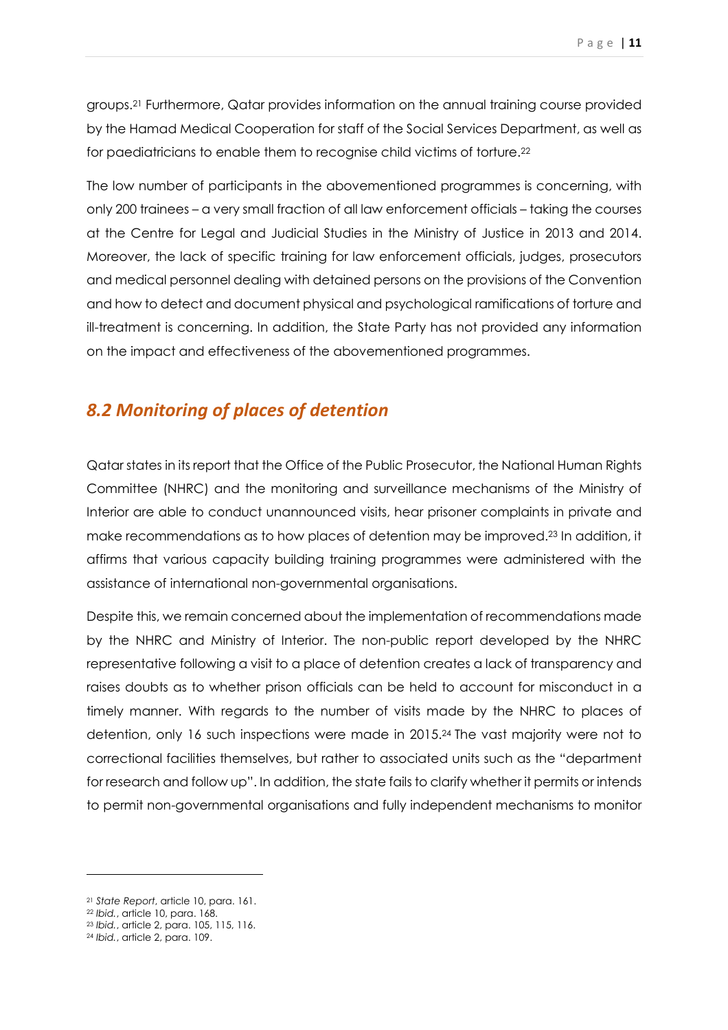groups.[21] Furthermore, Qatar provides information on the annual training course provided by the Hamad Medical Cooperation for staff of the Social Services Department, as well as for paediatricians to enable them to recognise child victims of torture.[22]

The low number of participants in the abovementioned programmes is concerning, with only 200 trainees – a very small fraction of all law enforcement officials – taking the courses at the Centre for Legal and Judicial Studies in the Ministry of Justice in 2013 and 2014. Moreover, the lack of specific training for law enforcement officials, judges, prosecutors and medical personnel dealing with detained persons on the provisions of the Convention and how to detect and document physical and psychological ramifications of torture and ill-treatment is concerning. In addition, the State Party has not provided any information on the impact and effectiveness of the abovementioned programmes.

## *8.2 Monitoring of places of detention*

Qatar states in its report that the Office of the Public Prosecutor, the National Human Rights Committee (NHRC) and the monitoring and surveillance mechanisms of the Ministry of Interior are able to conduct unannounced visits, hear prisoner complaints in private and make recommendations as to how places of detention may be improved.[23] In addition, it affirms that various capacity building training programmes were administered with the assistance of international non-governmental organisations.

Despite this, we remain concerned about the implementation of recommendations made by the NHRC and Ministry of Interior. The non-public report developed by the NHRC representative following a visit to a place of detention creates a lack of transparency and raises doubts as to whether prison officials can be held to account for misconduct in a timely manner. With regards to the number of visits made by the NHRC to places of detention, only 16 such inspections were made in 2015.[24] The vast majority were not to correctional facilities themselves, but rather to associated units such as the "department for research and follow up". In addition, the state fails to clarify whether it permits or intends to permit non-governmental organisations and fully independent mechanisms to monitor

---

[21] *State Report*, article 10, para. 161.
[22] *Ibid.*, article 10, para. 168.
[23] *Ibid.*, article 2, para. 105, 115, 116.
[24] *Ibid.*, article 2, para. 109.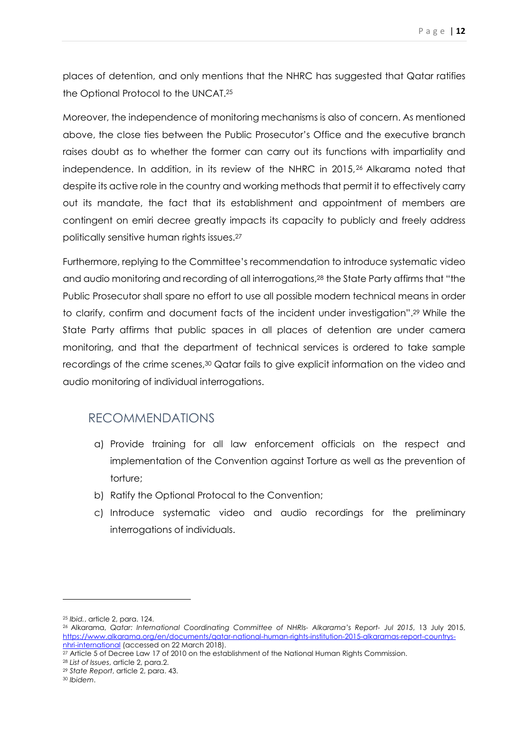places of detention, and only mentions that the NHRC has suggested that Qatar ratifies the Optional Protocol to the UNCAT.[25]

Moreover, the independence of monitoring mechanisms is also of concern. As mentioned above, the close ties between the Public Prosecutor's Office and the executive branch raises doubt as to whether the former can carry out its functions with impartiality and independence. In addition, in its review of the NHRC in 2015,[26] Alkarama noted that despite its active role in the country and working methods that permit it to effectively carry out its mandate, the fact that its establishment and appointment of members are contingent on emiri decree greatly impacts its capacity to publicly and freely address politically sensitive human rights issues.[27]

Furthermore, replying to the Committee's recommendation to introduce systematic video and audio monitoring and recording of all interrogations,[28] the State Party affirms that "the Public Prosecutor shall spare no effort to use all possible modern technical means in order to clarify, confirm and document facts of the incident under investigation".[29] While the State Party affirms that public spaces in all places of detention are under camera monitoring, and that the department of technical services is ordered to take sample recordings of the crime scenes,[30] Qatar fails to give explicit information on the video and audio monitoring of individual interrogations.

## RECOMMENDATIONS

a) Provide training for all law enforcement officials on the respect and implementation of the Convention against Torture as well as the prevention of torture;
b) Ratify the Optional Protocal to the Convention;
c) Introduce systematic video and audio recordings for the preliminary interrogations of individuals.

---

[25] *Ibid.*, article 2, para. 124.

[26] Alkarama, *Qatar: International Coordinating Committee of NHRIs- Alkarama's Report- Jul 2015*, 13 July 2015, https://www.alkarama.org/en/documents/qatar-national-human-rights-institution-2015-alkaramas-report-countrys-nhri-international (accessed on 22 March 2018).

[27] Article 5 of Decree Law 17 of 2010 on the establishment of the National Human Rights Commission.

[28] *List of Issues*, article 2, para.2.

[29] *State Report*, article 2, para. 43.

[30] *Ibidem*.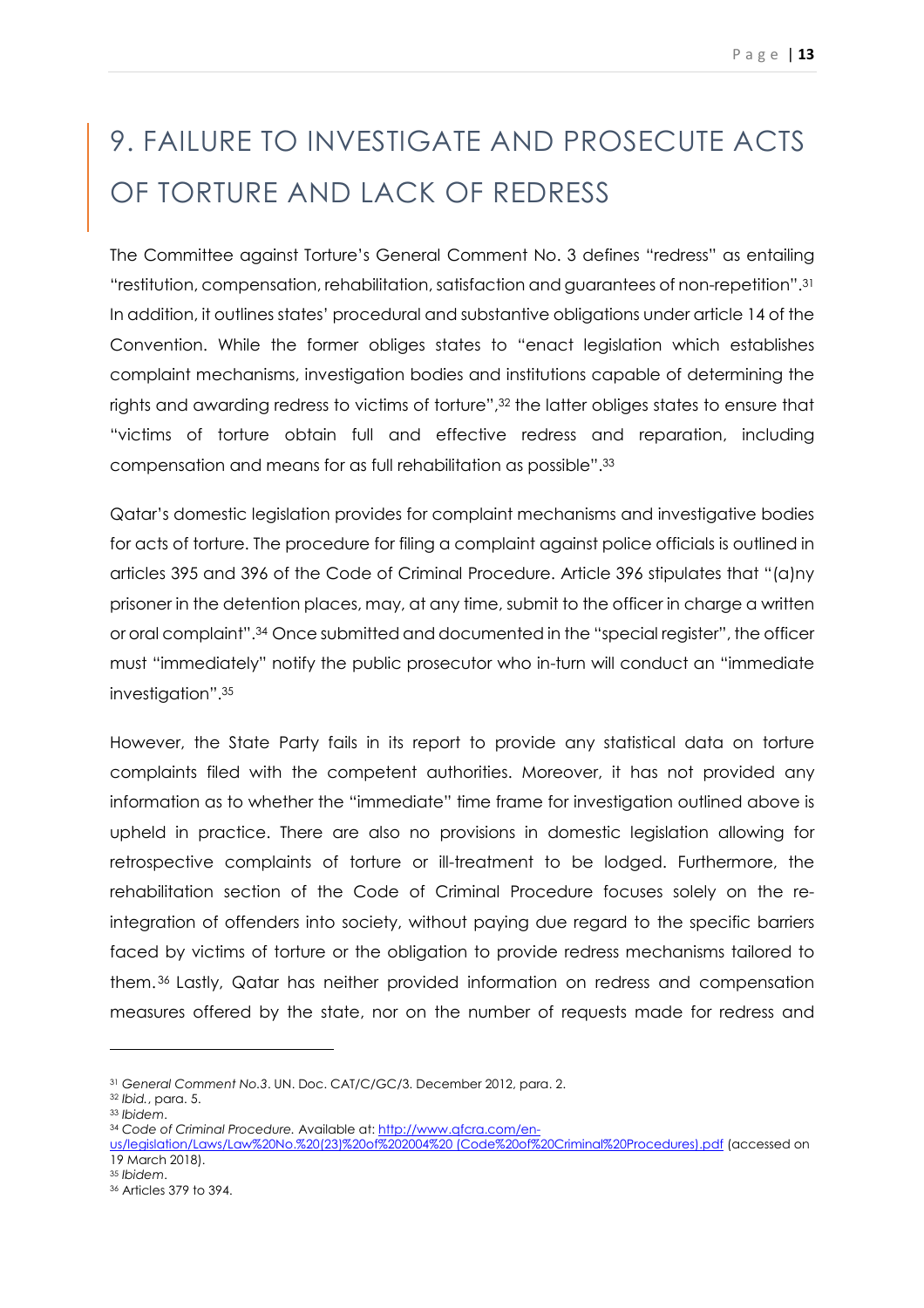# 9. FAILURE TO INVESTIGATE AND PROSECUTE ACTS OF TORTURE AND LACK OF REDRESS

The Committee against Torture's General Comment No. 3 defines "redress" as entailing "restitution, compensation, rehabilitation, satisfaction and guarantees of non-repetition".[31] In addition, it outlines states' procedural and substantive obligations under article 14 of the Convention. While the former obliges states to "enact legislation which establishes complaint mechanisms, investigation bodies and institutions capable of determining the rights and awarding redress to victims of torture",[32] the latter obliges states to ensure that "victims of torture obtain full and effective redress and reparation, including compensation and means for as full rehabilitation as possible".[33]

Qatar's domestic legislation provides for complaint mechanisms and investigative bodies for acts of torture. The procedure for filing a complaint against police officials is outlined in articles 395 and 396 of the Code of Criminal Procedure. Article 396 stipulates that "(a)ny prisoner in the detention places, may, at any time, submit to the officer in charge a written or oral complaint".[34] Once submitted and documented in the "special register", the officer must "immediately" notify the public prosecutor who in-turn will conduct an "immediate investigation".[35]

However, the State Party fails in its report to provide any statistical data on torture complaints filed with the competent authorities. Moreover, it has not provided any information as to whether the "immediate" time frame for investigation outlined above is upheld in practice. There are also no provisions in domestic legislation allowing for retrospective complaints of torture or ill-treatment to be lodged. Furthermore, the rehabilitation section of the Code of Criminal Procedure focuses solely on the re-integration of offenders into society, without paying due regard to the specific barriers faced by victims of torture or the obligation to provide redress mechanisms tailored to them.[36] Lastly, Qatar has neither provided information on redress and compensation measures offered by the state, nor on the number of requests made for redress and

---

[31] *General Comment No.3*. UN. Doc. CAT/C/GC/3. December 2012, para. 2.
[32] *Ibid.*, para. 5.
[33] *Ibidem*.
[34] *Code of Criminal Procedure.* Available at: http://www.qfcra.com/en-us/legislation/Laws/Law%20No.%20(23)%20of%202004%20 (Code%20of%20Criminal%20Procedures).pdf (accessed on 19 March 2018).
[35] *Ibidem*.
[36] Articles 379 to 394.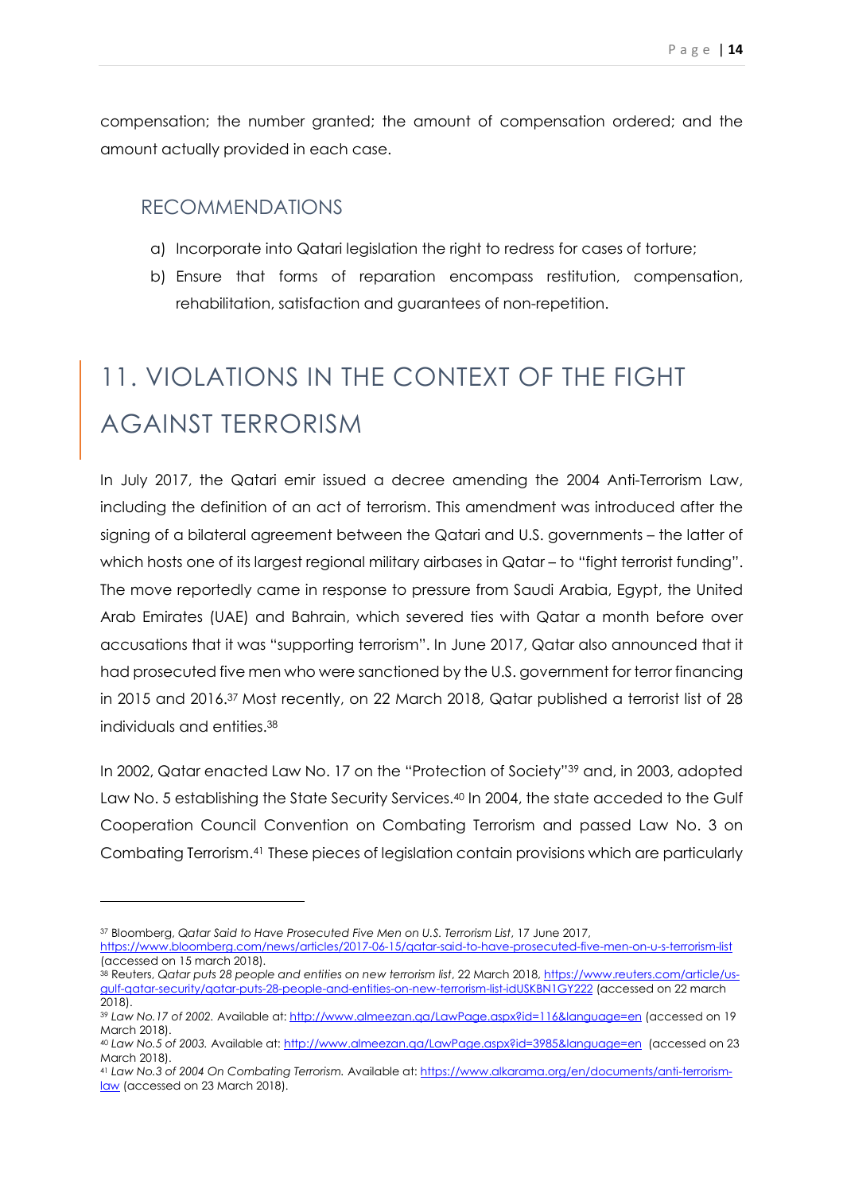compensation; the number granted; the amount of compensation ordered; and the amount actually provided in each case.

### RECOMMENDATIONS

a) Incorporate into Qatari legislation the right to redress for cases of torture;

b) Ensure that forms of reparation encompass restitution, compensation, rehabilitation, satisfaction and guarantees of non-repetition.

# 11. VIOLATIONS IN THE CONTEXT OF THE FIGHT AGAINST TERRORISM

In July 2017, the Qatari emir issued a decree amending the 2004 Anti-Terrorism Law, including the definition of an act of terrorism. This amendment was introduced after the signing of a bilateral agreement between the Qatari and U.S. governments – the latter of which hosts one of its largest regional military airbases in Qatar – to "fight terrorist funding". The move reportedly came in response to pressure from Saudi Arabia, Egypt, the United Arab Emirates (UAE) and Bahrain, which severed ties with Qatar a month before over accusations that it was "supporting terrorism". In June 2017, Qatar also announced that it had prosecuted five men who were sanctioned by the U.S. government for terror financing in 2015 and 2016.[37] Most recently, on 22 March 2018, Qatar published a terrorist list of 28 individuals and entities.[38]

In 2002, Qatar enacted Law No. 17 on the "Protection of Society"[39] and, in 2003, adopted Law No. 5 establishing the State Security Services.[40] In 2004, the state acceded to the Gulf Cooperation Council Convention on Combating Terrorism and passed Law No. 3 on Combating Terrorism.[41] These pieces of legislation contain provisions which are particularly

---

[37] Bloomberg, *Qatar Said to Have Prosecuted Five Men on U.S. Terrorism List*, 17 June 2017, https://www.bloomberg.com/news/articles/2017-06-15/qatar-said-to-have-prosecuted-five-men-on-u-s-terrorism-list (accessed on 15 march 2018).

[38] Reuters, *Qatar puts 28 people and entities on new terrorism list*, 22 March 2018, https://www.reuters.com/article/us-gulf-qatar-security/qatar-puts-28-people-and-entities-on-new-terrorism-list-idUSKBN1GY222 (accessed on 22 march 2018).

[39] *Law No.17 of 2002.* Available at: http://www.almeezan.qa/LawPage.aspx?id=116&language=en (accessed on 19 March 2018).

[40] *Law No.5 of 2003.* Available at: http://www.almeezan.qa/LawPage.aspx?id=3985&language=en (accessed on 23 March 2018).

[41] *Law No.3 of 2004 On Combating Terrorism.* Available at: https://www.alkarama.org/en/documents/anti-terrorism-law (accessed on 23 March 2018).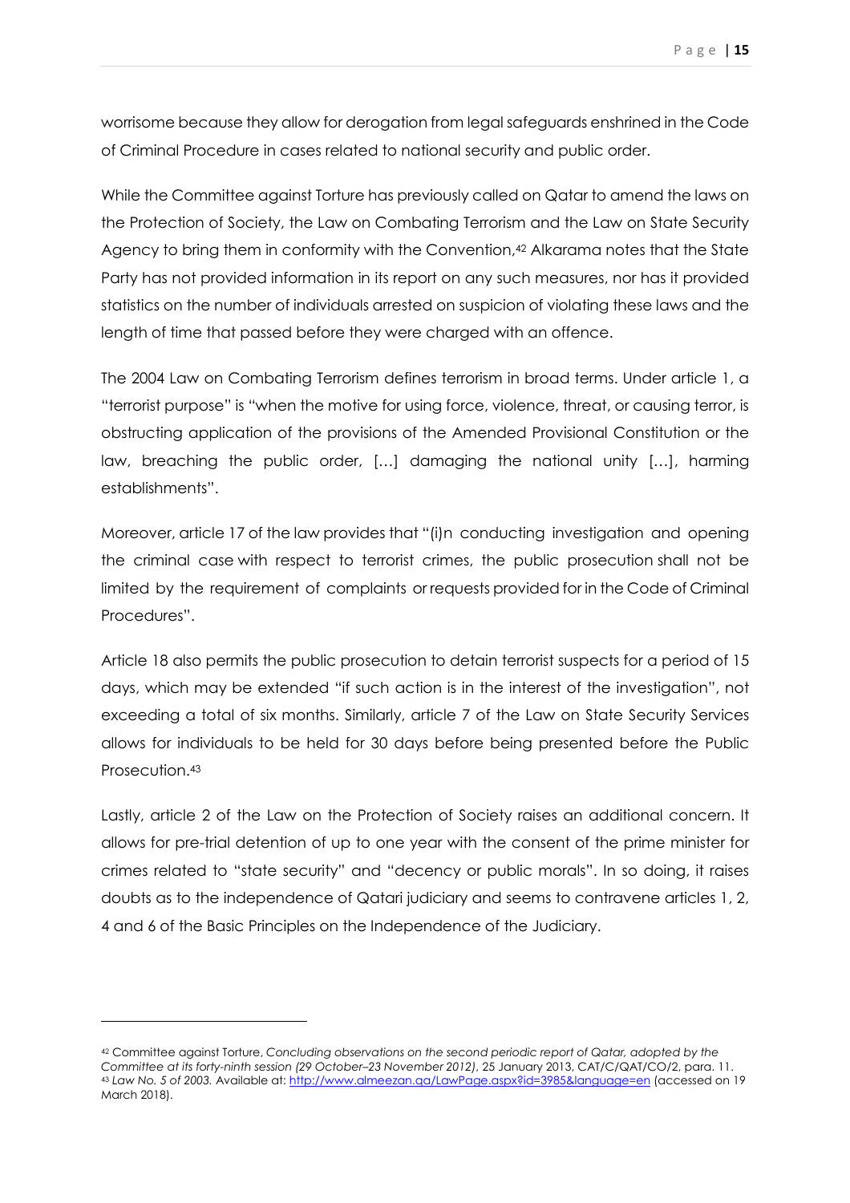worrisome because they allow for derogation from legal safeguards enshrined in the Code of Criminal Procedure in cases related to national security and public order.

While the Committee against Torture has previously called on Qatar to amend the laws on the Protection of Society, the Law on Combating Terrorism and the Law on State Security Agency to bring them in conformity with the Convention,[42] Alkarama notes that the State Party has not provided information in its report on any such measures, nor has it provided statistics on the number of individuals arrested on suspicion of violating these laws and the length of time that passed before they were charged with an offence.

The 2004 Law on Combating Terrorism defines terrorism in broad terms. Under article 1, a "terrorist purpose" is "when the motive for using force, violence, threat, or causing terror, is obstructing application of the provisions of the Amended Provisional Constitution or the law, breaching the public order, […] damaging the national unity […], harming establishments".

Moreover, article 17 of the law provides that "(i)n conducting investigation and opening the criminal case with respect to terrorist crimes, the public prosecution shall not be limited by the requirement of complaints or requests provided for in the Code of Criminal Procedures".

Article 18 also permits the public prosecution to detain terrorist suspects for a period of 15 days, which may be extended "if such action is in the interest of the investigation", not exceeding a total of six months. Similarly, article 7 of the Law on State Security Services allows for individuals to be held for 30 days before being presented before the Public Prosecution.[43]

Lastly, article 2 of the Law on the Protection of Society raises an additional concern. It allows for pre-trial detention of up to one year with the consent of the prime minister for crimes related to "state security" and "decency or public morals". In so doing, it raises doubts as to the independence of Qatari judiciary and seems to contravene articles 1, 2, 4 and 6 of the Basic Principles on the Independence of the Judiciary.

---

[42] Committee against Torture, *Concluding observations on the second periodic report of Qatar, adopted by the Committee at its forty-ninth session (29 October–23 November 2012)*, 25 January 2013, CAT/C/QAT/CO/2, para. 11.

[43] *Law No. 5 of 2003.* Available at: http://www.almeezan.qa/LawPage.aspx?id=3985&language=en (accessed on 19 March 2018).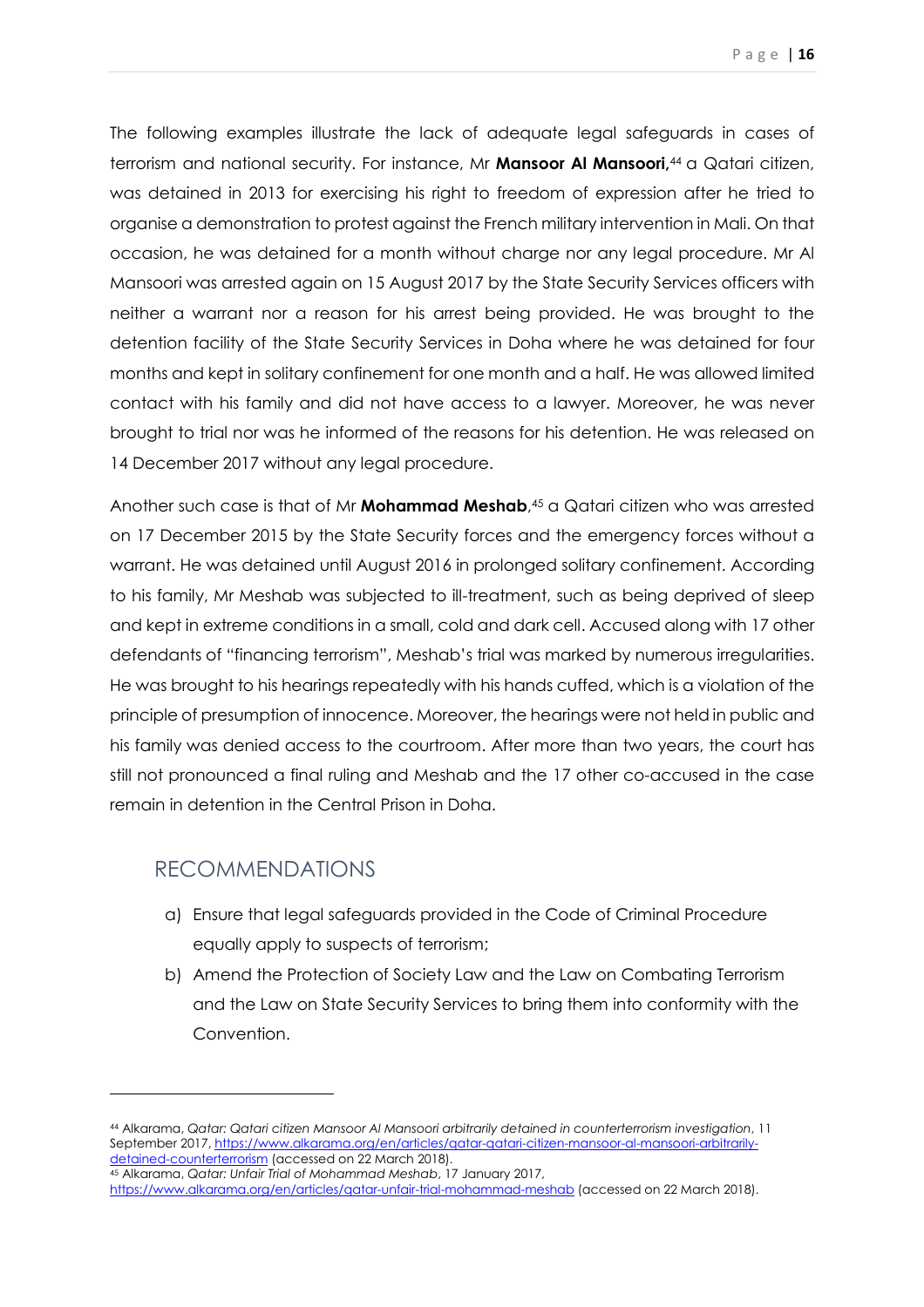The following examples illustrate the lack of adequate legal safeguards in cases of terrorism and national security. For instance, Mr **Mansoor Al Mansoori**,[44] a Qatari citizen, was detained in 2013 for exercising his right to freedom of expression after he tried to organise a demonstration to protest against the French military intervention in Mali. On that occasion, he was detained for a month without charge nor any legal procedure. Mr Al Mansoori was arrested again on 15 August 2017 by the State Security Services officers with neither a warrant nor a reason for his arrest being provided. He was brought to the detention facility of the State Security Services in Doha where he was detained for four months and kept in solitary confinement for one month and a half. He was allowed limited contact with his family and did not have access to a lawyer. Moreover, he was never brought to trial nor was he informed of the reasons for his detention. He was released on 14 December 2017 without any legal procedure.

Another such case is that of Mr **Mohammad Meshab**,[45] a Qatari citizen who was arrested on 17 December 2015 by the State Security forces and the emergency forces without a warrant. He was detained until August 2016 in prolonged solitary confinement. According to his family, Mr Meshab was subjected to ill-treatment, such as being deprived of sleep and kept in extreme conditions in a small, cold and dark cell. Accused along with 17 other defendants of "financing terrorism", Meshab's trial was marked by numerous irregularities. He was brought to his hearings repeatedly with his hands cuffed, which is a violation of the principle of presumption of innocence. Moreover, the hearings were not held in public and his family was denied access to the courtroom. After more than two years, the court has still not pronounced a final ruling and Meshab and the 17 other co-accused in the case remain in detention in the Central Prison in Doha.

## RECOMMENDATIONS

a) Ensure that legal safeguards provided in the Code of Criminal Procedure equally apply to suspects of terrorism;

b) Amend the Protection of Society Law and the Law on Combating Terrorism and the Law on State Security Services to bring them into conformity with the Convention.

---

[44] Alkarama, *Qatar: Qatari citizen Mansoor Al Mansoori arbitrarily detained in counterterrorism investigation*, 11 September 2017, https://www.alkarama.org/en/articles/qatar-qatari-citizen-mansoor-al-mansoori-arbitrarily-detained-counterterrorism (accessed on 22 March 2018).

[45] Alkarama, *Qatar: Unfair Trial of Mohammad Meshab*, 17 January 2017, https://www.alkarama.org/en/articles/qatar-unfair-trial-mohammad-meshab (accessed on 22 March 2018).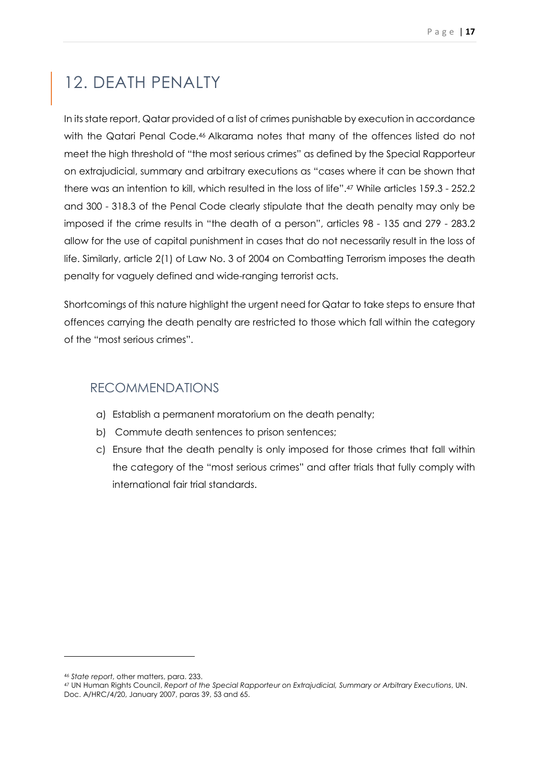# 12. DEATH PENALTY

In its state report, Qatar provided of a list of crimes punishable by execution in accordance with the Qatari Penal Code.[46] Alkarama notes that many of the offences listed do not meet the high threshold of "the most serious crimes" as defined by the Special Rapporteur on extrajudicial, summary and arbitrary executions as "cases where it can be shown that there was an intention to kill, which resulted in the loss of life".[47] While articles 159.3 - 252.2 and 300 - 318.3 of the Penal Code clearly stipulate that the death penalty may only be imposed if the crime results in "the death of a person", articles 98 - 135 and 279 - 283.2 allow for the use of capital punishment in cases that do not necessarily result in the loss of life. Similarly, article 2(1) of Law No. 3 of 2004 on Combatting Terrorism imposes the death penalty for vaguely defined and wide-ranging terrorist acts.

Shortcomings of this nature highlight the urgent need for Qatar to take steps to ensure that offences carrying the death penalty are restricted to those which fall within the category of the "most serious crimes".

## RECOMMENDATIONS

a) Establish a permanent moratorium on the death penalty;
b) Commute death sentences to prison sentences;
c) Ensure that the death penalty is only imposed for those crimes that fall within the category of the "most serious crimes" and after trials that fully comply with international fair trial standards.

---

[46] *State report*, other matters, para. 233.

[47] UN Human Rights Council, *Report of the Special Rapporteur on Extrajudicial, Summary or Arbitrary Executions*, UN. Doc. A/HRC/4/20, January 2007, paras 39, 53 and 65.